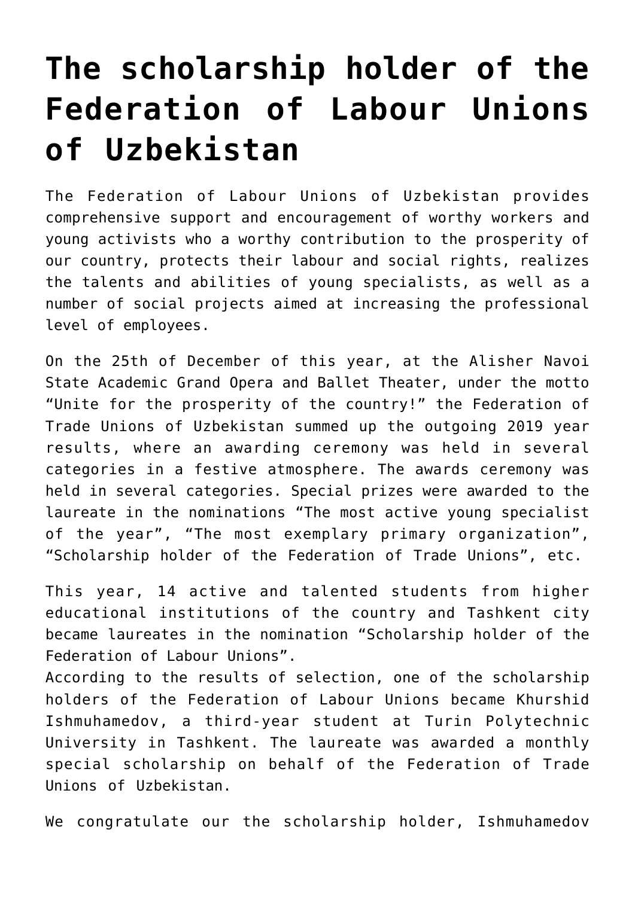# The scholarship holder of the Federation of Labour Unions of Uzbekistan

The Federation of Labour Unions of Uzbekistan provides comprehensive support and encouragement of worthy workers and young activists who a worthy contribution to the prosperity of our country, protects their labour and social rights, realizes the talents and abilities of young specialists, as well as a number of social projects aimed at increasing the professional level of employees.

On the 25th of December of this year, at the Alisher Navoi State Academic Grand Opera and Ballet Theater, under the motto "Unite for the prosperity of the country!" the Federation of Trade Unions of Uzbekistan summed up the outgoing 2019 year results, where an awarding ceremony was held in several categories in a festive atmosphere. The awards ceremony was held in several categories. Special prizes were awarded to the laureate in the nominations "The most active young specialist of the year", "The most exemplary primary organization", "Scholarship holder of the Federation of Trade Unions", etc.

This year, 14 active and talented students from higher educational institutions of the country and Tashkent city became laureates in the nomination "Scholarship holder of the Federation of Labour Unions".
According to the results of selection, one of the scholarship holders of the Federation of Labour Unions became Khurshid Ishmuhamedov, a third-year student at Turin Polytechnic University in Tashkent. The laureate was awarded a monthly special scholarship on behalf of the Federation of Trade Unions of Uzbekistan.

We congratulate our the scholarship holder, Ishmuhamedov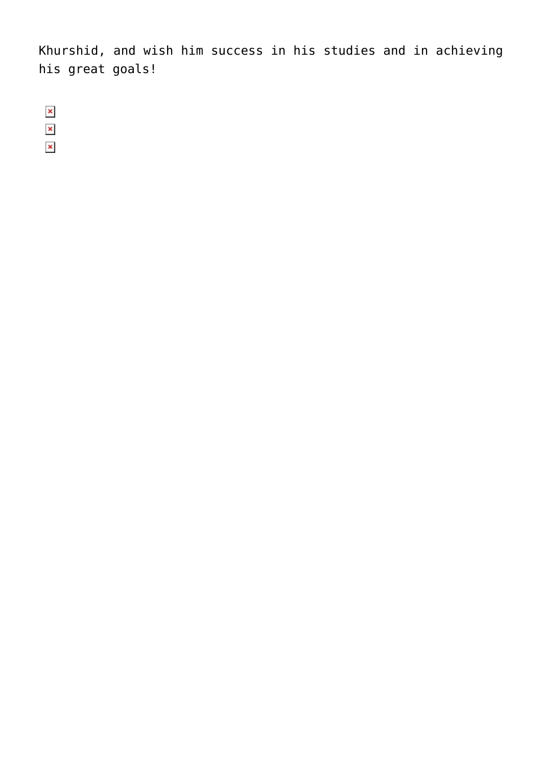Khurshid, and wish him success in his studies and in achieving his great goals!